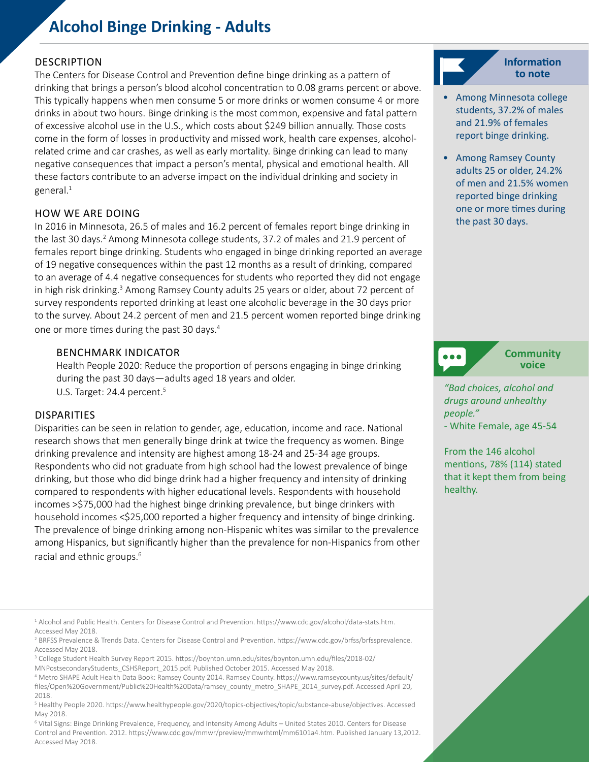# Alcohol Binge Drinking - Adults

## DESCRIPTION

The Centers for Disease Control and Prevention define binge drinking as a pattern of drinking that brings a person's blood alcohol concentration to 0.08 grams percent or above. This typically happens when men consume 5 or more drinks or women consume 4 or more drinks in about two hours. Binge drinking is the most common, expensive and fatal pattern of excessive alcohol use in the U.S., which costs about $249 billion annually. Those costs come in the form of losses in productivity and missed work, health care expenses, alcohol-related crime and car crashes, as well as early mortality. Binge drinking can lead to many negative consequences that impact a person's mental, physical and emotional health. All these factors contribute to an adverse impact on the individual drinking and society in general.[1]

## HOW WE ARE DOING

In 2016 in Minnesota, 26.5 of males and 16.2 percent of females report binge drinking in the last 30 days.[2] Among Minnesota college students, 37.2 of males and 21.9 percent of females report binge drinking. Students who engaged in binge drinking reported an average of 19 negative consequences within the past 12 months as a result of drinking, compared to an average of 4.4 negative consequences for students who reported they did not engage in high risk drinking.[3] Among Ramsey County adults 25 years or older, about 72 percent of survey respondents reported drinking at least one alcoholic beverage in the 30 days prior to the survey. About 24.2 percent of men and 21.5 percent women reported binge drinking one or more times during the past 30 days.[4]

### BENCHMARK INDICATOR

Health People 2020: Reduce the proportion of persons engaging in binge drinking during the past 30 days—adults aged 18 years and older.
U.S. Target: 24.4 percent.[5]

## DISPARITIES

Disparities can be seen in relation to gender, age, education, income and race. National research shows that men generally binge drink at twice the frequency as women. Binge drinking prevalence and intensity are highest among 18-24 and 25-34 age groups. Respondents who did not graduate from high school had the lowest prevalence of binge drinking, but those who did binge drink had a higher frequency and intensity of drinking compared to respondents with higher educational levels. Respondents with household incomes >$75,000 had the highest binge drinking prevalence, but binge drinkers with household incomes <$25,000 reported a higher frequency and intensity of binge drinking. The prevalence of binge drinking among non-Hispanic whites was similar to the prevalence among Hispanics, but significantly higher than the prevalence for non-Hispanics from other racial and ethnic groups.[6]

### Information to note

- Among Minnesota college students, 37.2% of males and 21.9% of females report binge drinking.
- Among Ramsey County adults 25 or older, 24.2% of men and 21.5% women reported binge drinking one or more times during the past 30 days.

### Community voice

*"Bad choices, alcohol and drugs around unhealthy people."*
- White Female, age 45-54

From the 146 alcohol mentions, 78% (114) stated that it kept them from being healthy.

---

[1] Alcohol and Public Health. Centers for Disease Control and Prevention. https://www.cdc.gov/alcohol/data-stats.htm. Accessed May 2018.

[2] BRFSS Prevalence & Trends Data. Centers for Disease Control and Prevention. https://www.cdc.gov/brfss/brfssprevalence. Accessed May 2018.

[3] College Student Health Survey Report 2015. https://boynton.umn.edu/sites/boynton.umn.edu/files/2018-02/MNPostsecondaryStudents_CSHSReport_2015.pdf. Published October 2015. Accessed May 2018.

[4] Metro SHAPE Adult Health Data Book: Ramsey County 2014. Ramsey County. https://www.ramseycounty.us/sites/default/files/Open%20Government/Public%20Health%20Data/ramsey_county_metro_SHAPE_2014_survey.pdf. Accessed April 20, 2018.

[5] Healthy People 2020. https://www.healthypeople.gov/2020/topics-objectives/topic/substance-abuse/objectives. Accessed May 2018.

[6] Vital Signs: Binge Drinking Prevalence, Frequency, and Intensity Among Adults – United States 2010. Centers for Disease Control and Prevention. 2012. https://www.cdc.gov/mmwr/preview/mmwrhtml/mm6101a4.htm. Published January 13,2012. Accessed May 2018.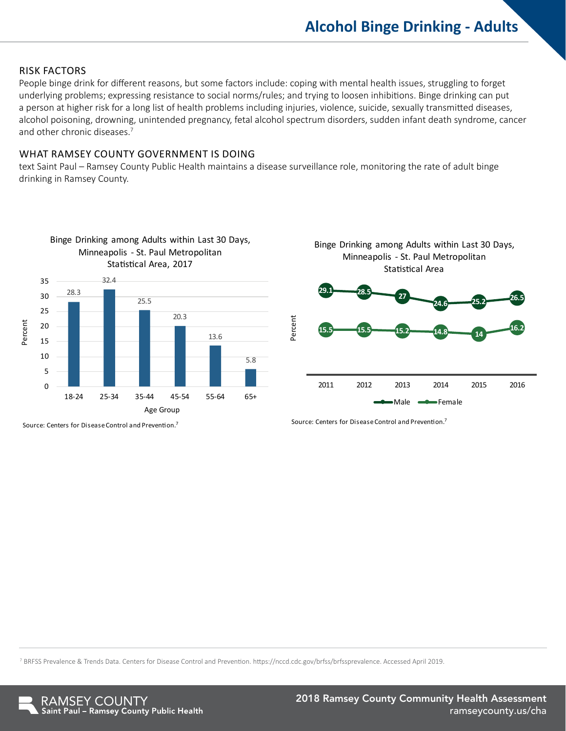# Alcohol Binge Drinking - Adults

## RISK FACTORS

People binge drink for different reasons, but some factors include: coping with mental health issues, struggling to forget underlying problems; expressing resistance to social norms/rules; and trying to loosen inhibitions. Binge drinking can put a person at higher risk for a long list of health problems including injuries, violence, suicide, sexually transmitted diseases, alcohol poisoning, drowning, unintended pregnancy, fetal alcohol spectrum disorders, sudden infant death syndrome, cancer and other chronic diseases.[7]

## WHAT RAMSEY COUNTY GOVERNMENT IS DOING

text Saint Paul – Ramsey County Public Health maintains a disease surveillance role, monitoring the rate of adult binge drinking in Ramsey County.

Binge Drinking among Adults within Last 30 Days, Minneapolis - St. Paul Metropolitan Statistical Area, 2017

Percent

35
30
25
20
15
10
5
0

28.3
32.4
25.5
20.3
13.6
5.8

18-24
25-34
35-44
45-54
55-64
65+

Age Group

Source: Centers for Disease Control and Prevention.[7]

Binge Drinking among Adults within Last 30 Days, Minneapolis - St. Paul Metropolitan Statistical Area

Percent

Male: 29.1, 28.5, 27, 24.6, 25.2, 26.5

Female: 15.5, 15.5, 15.2, 14.8, 14, 16.2

2011
2012
2013
2014
2015
2016

Male
Female

Source: Centers for Disease Control and Prevention.[7]

[7] BRFSS Prevalence & Trends Data. Centers for Disease Control and Prevention. https://nccd.cdc.gov/brfss/brfssprevalence. Accessed April 2019.